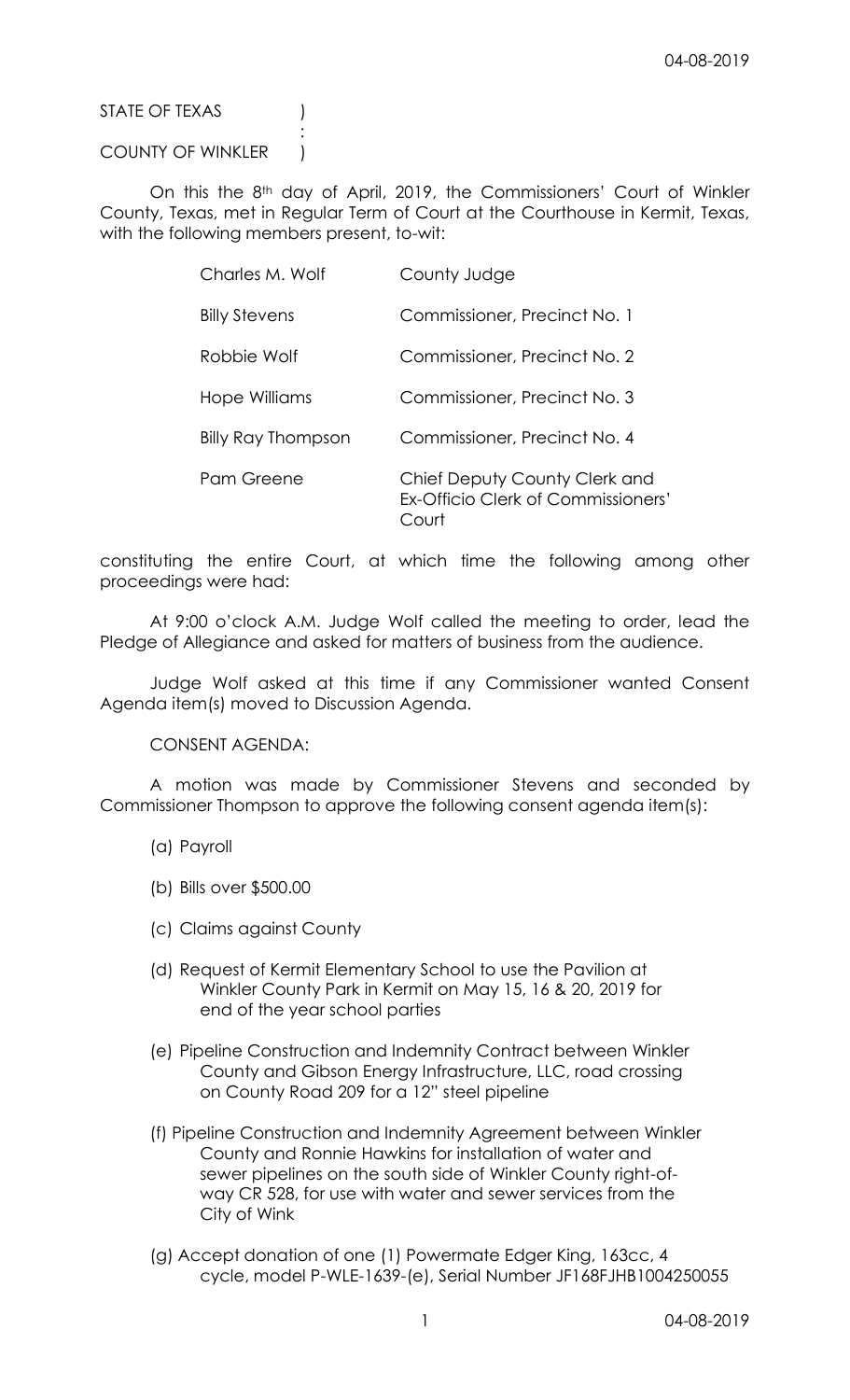STATE OF TEXAS )
:
COUNTY OF WINKLER )

On this the 8th day of April, 2019, the Commissioners' Court of Winkler County, Texas, met in Regular Term of Court at the Courthouse in Kermit, Texas, with the following members present, to-wit:

| | |
|---|---|
| Charles M. Wolf | County Judge |
| Billy Stevens | Commissioner, Precinct No. 1 |
| Robbie Wolf | Commissioner, Precinct No. 2 |
| Hope Williams | Commissioner, Precinct No. 3 |
| Billy Ray Thompson | Commissioner, Precinct No. 4 |
| Pam Greene | Chief Deputy County Clerk and Ex-Officio Clerk of Commissioners' Court |

constituting the entire Court, at which time the following among other proceedings were had:

At 9:00 o'clock A.M. Judge Wolf called the meeting to order, lead the Pledge of Allegiance and asked for matters of business from the audience.

Judge Wolf asked at this time if any Commissioner wanted Consent Agenda item(s) moved to Discussion Agenda.

CONSENT AGENDA:

A motion was made by Commissioner Stevens and seconded by Commissioner Thompson to approve the following consent agenda item(s):

(a) Payroll

(b) Bills over $500.00

(c) Claims against County

(d) Request of Kermit Elementary School to use the Pavilion at Winkler County Park in Kermit on May 15, 16 & 20, 2019 for end of the year school parties

(e) Pipeline Construction and Indemnity Contract between Winkler County and Gibson Energy Infrastructure, LLC, road crossing on County Road 209 for a 12" steel pipeline

(f) Pipeline Construction and Indemnity Agreement between Winkler County and Ronnie Hawkins for installation of water and sewer pipelines on the south side of Winkler County right-of-way CR 528, for use with water and sewer services from the City of Wink

(g) Accept donation of one (1) Powermate Edger King, 163cc, 4 cycle, model P-WLE-1639-(e), Serial Number JF168FJHB1004250055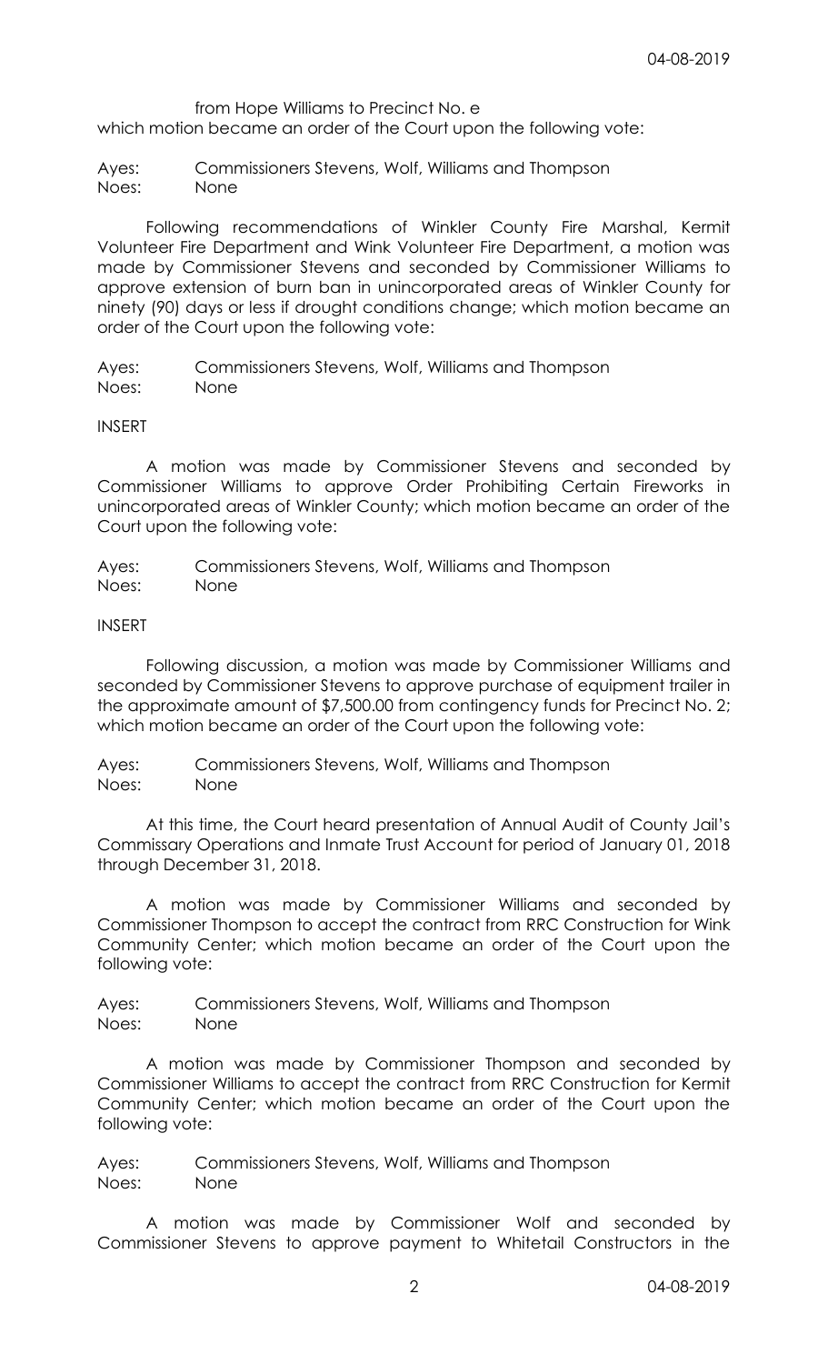from Hope Williams to Precinct No. e
which motion became an order of the Court upon the following vote:

Ayes: Commissioners Stevens, Wolf, Williams and Thompson
Noes: None

Following recommendations of Winkler County Fire Marshal, Kermit Volunteer Fire Department and Wink Volunteer Fire Department, a motion was made by Commissioner Stevens and seconded by Commissioner Williams to approve extension of burn ban in unincorporated areas of Winkler County for ninety (90) days or less if drought conditions change; which motion became an order of the Court upon the following vote:

Ayes: Commissioners Stevens, Wolf, Williams and Thompson
Noes: None

INSERT

A motion was made by Commissioner Stevens and seconded by Commissioner Williams to approve Order Prohibiting Certain Fireworks in unincorporated areas of Winkler County; which motion became an order of the Court upon the following vote:

Ayes: Commissioners Stevens, Wolf, Williams and Thompson
Noes: None

INSERT

Following discussion, a motion was made by Commissioner Williams and seconded by Commissioner Stevens to approve purchase of equipment trailer in the approximate amount of $7,500.00 from contingency funds for Precinct No. 2; which motion became an order of the Court upon the following vote:

Ayes: Commissioners Stevens, Wolf, Williams and Thompson
Noes: None

At this time, the Court heard presentation of Annual Audit of County Jail's Commissary Operations and Inmate Trust Account for period of January 01, 2018 through December 31, 2018.

A motion was made by Commissioner Williams and seconded by Commissioner Thompson to accept the contract from RRC Construction for Wink Community Center; which motion became an order of the Court upon the following vote:

Ayes: Commissioners Stevens, Wolf, Williams and Thompson
Noes: None

A motion was made by Commissioner Thompson and seconded by Commissioner Williams to accept the contract from RRC Construction for Kermit Community Center; which motion became an order of the Court upon the following vote:

Ayes: Commissioners Stevens, Wolf, Williams and Thompson
Noes: None

A motion was made by Commissioner Wolf and seconded by Commissioner Stevens to approve payment to Whitetail Constructors in the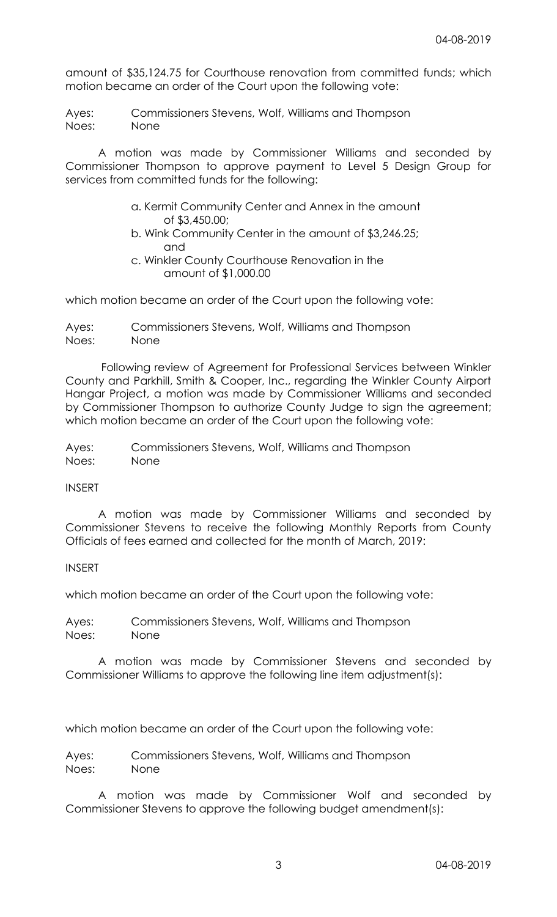amount of $35,124.75 for Courthouse renovation from committed funds; which motion became an order of the Court upon the following vote:

Ayes: Commissioners Stevens, Wolf, Williams and Thompson
Noes: None

A motion was made by Commissioner Williams and seconded by Commissioner Thompson to approve payment to Level 5 Design Group for services from committed funds for the following:

a. Kermit Community Center and Annex in the amount of $3,450.00;
b. Wink Community Center in the amount of $3,246.25; and
c. Winkler County Courthouse Renovation in the amount of $1,000.00

which motion became an order of the Court upon the following vote:

Ayes: Commissioners Stevens, Wolf, Williams and Thompson
Noes: None

Following review of Agreement for Professional Services between Winkler County and Parkhill, Smith & Cooper, Inc., regarding the Winkler County Airport Hangar Project, a motion was made by Commissioner Williams and seconded by Commissioner Thompson to authorize County Judge to sign the agreement; which motion became an order of the Court upon the following vote:

Ayes: Commissioners Stevens, Wolf, Williams and Thompson
Noes: None

INSERT

A motion was made by Commissioner Williams and seconded by Commissioner Stevens to receive the following Monthly Reports from County Officials of fees earned and collected for the month of March, 2019:

INSERT

which motion became an order of the Court upon the following vote:

Ayes: Commissioners Stevens, Wolf, Williams and Thompson
Noes: None

A motion was made by Commissioner Stevens and seconded by Commissioner Williams to approve the following line item adjustment(s):

which motion became an order of the Court upon the following vote:

Ayes: Commissioners Stevens, Wolf, Williams and Thompson
Noes: None

A motion was made by Commissioner Wolf and seconded by Commissioner Stevens to approve the following budget amendment(s):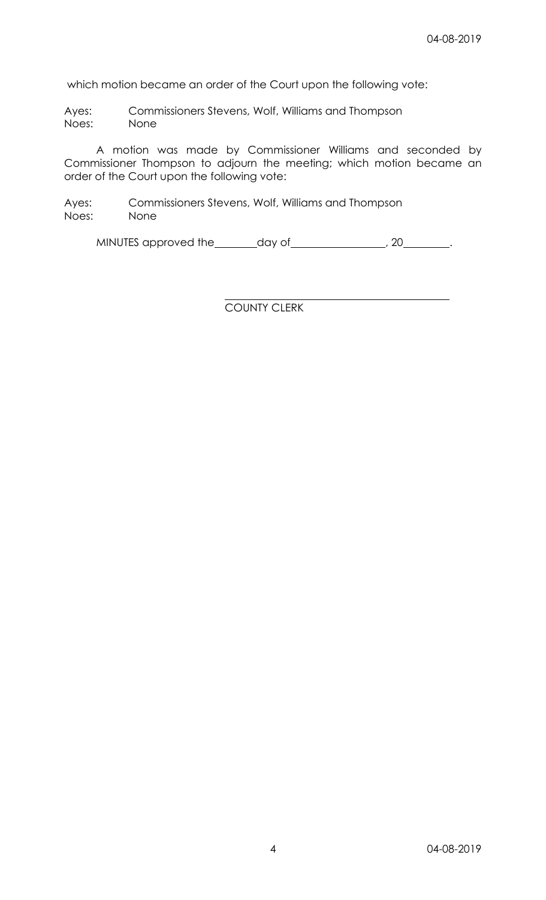which motion became an order of the Court upon the following vote:

Ayes: Commissioners Stevens, Wolf, Williams and Thompson
Noes: None

A motion was made by Commissioner Williams and seconded by Commissioner Thompson to adjourn the meeting; which motion became an order of the Court upon the following vote:

Ayes: Commissioners Stevens, Wolf, Williams and Thompson
Noes: None

MINUTES approved the ________ day of __________________, 20_________.

______________________________________

COUNTY CLERK